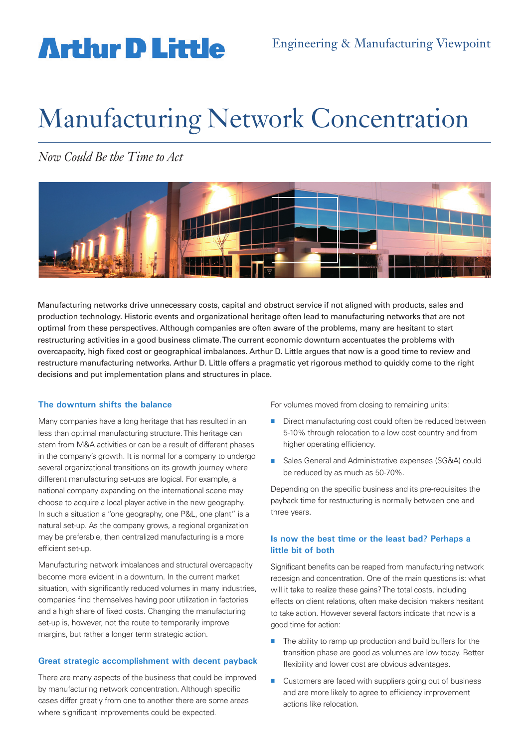Arthur D Little

Engineering & Manufacturing Viewpoint

# Manufacturing Network Concentration

*Now Could Be the Time to Act*

Manufacturing networks drive unnecessary costs, capital and obstruct service if not aligned with products, sales and production technology. Historic events and organizational heritage often lead to manufacturing networks that are not optimal from these perspectives. Although companies are often aware of the problems, many are hesitant to start restructuring activities in a good business climate. The current economic downturn accentuates the problems with overcapacity, high fixed cost or geographical imbalances. Arthur D. Little argues that now is a good time to review and restructure manufacturing networks. Arthur D. Little offers a pragmatic yet rigorous method to quickly come to the right decisions and put implementation plans and structures in place.

## The downturn shifts the balance

Many companies have a long heritage that has resulted in an less than optimal manufacturing structure. This heritage can stem from M&A activities or can be a result of different phases in the company's growth. It is normal for a company to undergo several organizational transitions on its growth journey where different manufacturing set-ups are logical. For example, a national company expanding on the international scene may choose to acquire a local player active in the new geography. In such a situation a "one geography, one P&L, one plant" is a natural set-up. As the company grows, a regional organization may be preferable, then centralized manufacturing is a more efficient set-up.

Manufacturing network imbalances and structural overcapacity become more evident in a downturn. In the current market situation, with significantly reduced volumes in many industries, companies find themselves having poor utilization in factories and a high share of fixed costs. Changing the manufacturing set-up is, however, not the route to temporarily improve margins, but rather a longer term strategic action.

## Great strategic accomplishment with decent payback

There are many aspects of the business that could be improved by manufacturing network concentration. Although specific cases differ greatly from one to another there are some areas where significant improvements could be expected.

For volumes moved from closing to remaining units:

- Direct manufacturing cost could often be reduced between 5-10% through relocation to a low cost country and from higher operating efficiency.
- Sales General and Administrative expenses (SG&A) could be reduced by as much as 50-70%.

Depending on the specific business and its pre-requisites the payback time for restructuring is normally between one and three years.

## Is now the best time or the least bad? Perhaps a little bit of both

Significant benefits can be reaped from manufacturing network redesign and concentration. One of the main questions is: what will it take to realize these gains? The total costs, including effects on client relations, often make decision makers hesitant to take action. However several factors indicate that now is a good time for action:

- The ability to ramp up production and build buffers for the transition phase are good as volumes are low today. Better flexibility and lower cost are obvious advantages.
- Customers are faced with suppliers going out of business and are more likely to agree to efficiency improvement actions like relocation.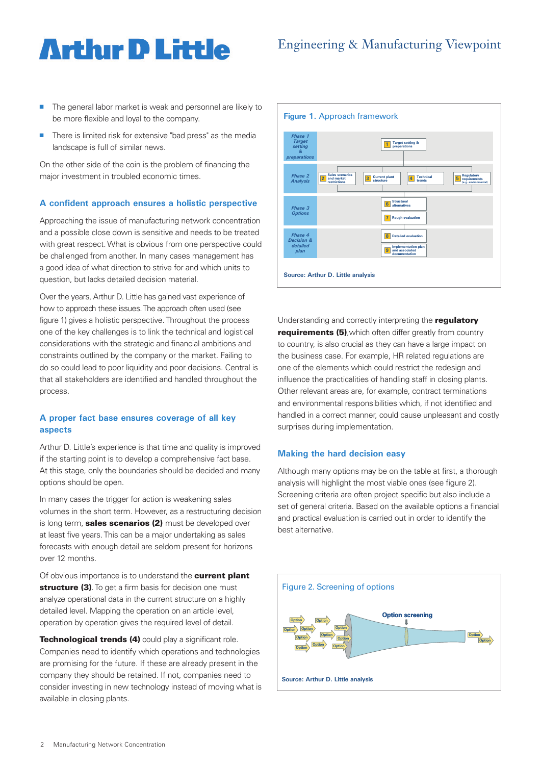- The general labor market is weak and personnel are likely to be more flexible and loyal to the company.
- There is limited risk for extensive "bad press" as the media landscape is full of similar news.

On the other side of the coin is the problem of financing the major investment in troubled economic times.

## A confident approach ensures a holistic perspective

Approaching the issue of manufacturing network concentration and a possible close down is sensitive and needs to be treated with great respect. What is obvious from one perspective could be challenged from another. In many cases management has a good idea of what direction to strive for and which units to question, but lacks detailed decision material.

Over the years, Arthur D. Little has gained vast experience of how to approach these issues. The approach often used (see figure 1) gives a holistic perspective. Throughout the process one of the key challenges is to link the technical and logistical considerations with the strategic and financial ambitions and constraints outlined by the company or the market. Failing to do so could lead to poor liquidity and poor decisions. Central is that all stakeholders are identified and handled throughout the process.

## A proper fact base ensures coverage of all key aspects

Arthur D. Little's experience is that time and quality is improved if the starting point is to develop a comprehensive fact base. At this stage, only the boundaries should be decided and many options should be open.

In many cases the trigger for action is weakening sales volumes in the short term. However, as a restructuring decision is long term, **sales scenarios (2)** must be developed over at least five years. This can be a major undertaking as sales forecasts with enough detail are seldom present for horizons over 12 months.

Of obvious importance is to understand the **current plant structure (3)**. To get a firm basis for decision one must analyze operational data in the current structure on a highly detailed level. Mapping the operation on an article level, operation by operation gives the required level of detail.

**Technological trends (4)** could play a significant role. Companies need to identify which operations and technologies are promising for the future. If these are already present in the company they should be retained. If not, companies need to consider investing in new technology instead of moving what is available in closing plants.

**Figure 1. Approach framework**

| Phase | Steps |
| --- | --- |
| Phase 1 Target setting & preparations | 1 Target setting & preparations |
| Phase 2 Analysis | 2 Sales scenarios and market restrictions; 3 Current plant structure; 4 Technical trends; 5 Regulatory requirements (e.g. environmental) |
| Phase 3 Options | 6 Structural alternatives; 7 Rough evaluation |
| Phase 4 Decision & detailed plan | 8 Detailed evaluation; 9 Implementation plan and associated documentation |

Source: Arthur D. Little analysis

Understanding and correctly interpreting the **regulatory requirements (5)**, which often differ greatly from country to country, is also crucial as they can have a large impact on the business case. For example, HR related regulations are one of the elements which could restrict the redesign and influence the practicalities of handling staff in closing plants. Other relevant areas are, for example, contract terminations and environmental responsibilities which, if not identified and handled in a correct manner, could cause unpleasant and costly surprises during implementation.

## Making the hard decision easy

Although many options may be on the table at first, a thorough analysis will highlight the most viable ones (see figure 2). Screening criteria are often project specific but also include a set of general criteria. Based on the available options a financial and practical evaluation is carried out in order to identify the best alternative.

**Figure 2. Screening of options**

Option screening

Option, Option, Option, Option, Option, Option, Option, Option, Option, Option, Option → Option, Option

Source: Arthur D. Little analysis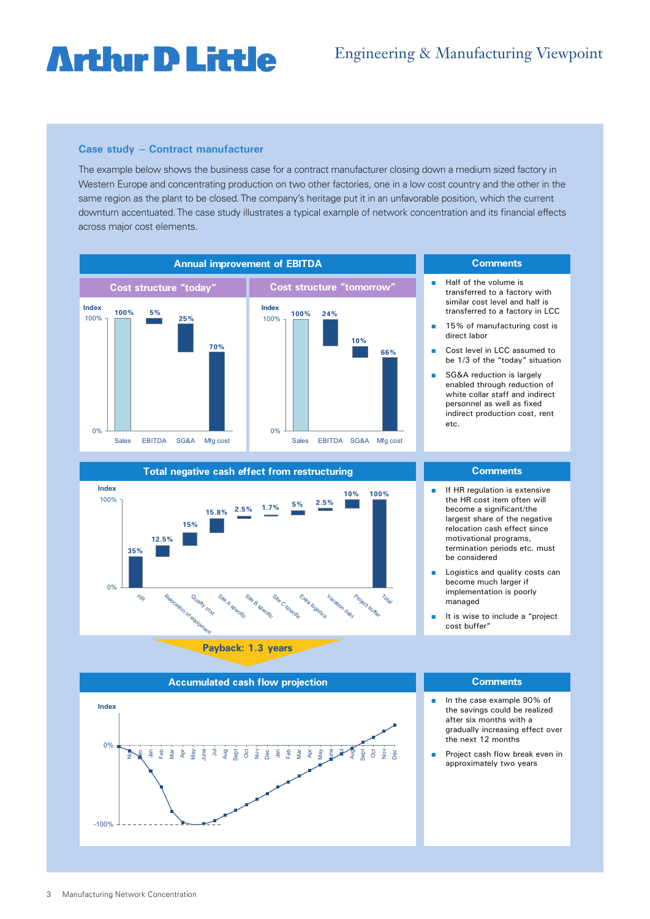### Case study – Contract manufacturer

The example below shows the business case for a contract manufacturer closing down a medium sized factory in Western Europe and concentrating production on two other factories, one in a low cost country and the other in the same region as the plant to be closed. The company's heritage put it in an unfavorable position, which the current downturn accentuated. The case study illustrates a typical example of network concentration and its financial effects across major cost elements.

#### Annual improvement of EBITDA

**Cost structure "today"** (Index)

| | Sales | EBITDA | SG&A | Mfg cost |
|---|---|---|---|---|
| Index | 100% | 5% | 25% | 70% |

**Cost structure "tomorrow"** (Index)

| | Sales | EBITDA | SG&A | Mfg cost |
|---|---|---|---|---|
| Index | 100% | 24% | 10% | 66% |

**Comments**

- Half of the volume is transferred to a factory with similar cost level and half is transferred to a factory in LCC
- 15% of manufacturing cost is direct labor
- Cost level in LCC assumed to be 1/3 of the "today" situation
- SG&A reduction is largely enabled through reduction of white collar staff and indirect personnel as well as fixed indirect production cost, rent etc.

#### Total negative cash effect from restructuring

| Item | Index |
|---|---|
| HR | 35% |
| Relocation of equipment | 12.5% |
| Quality cost | 15% |
| Site A specific | 15.8% |
| Site B specific | 2.5% |
| Site C specific | 1.7% |
| Extra logistics | 5% |
| Vacation debt | 2.5% |
| Project buffer | 10% |
| Total | 100% |

**Comments**

- If HR regulation is extensive the HR cost item often will become a significant/the largest share of the negative relocation cash effect since motivational programs, termination periods etc. must be considered
- Logistics and quality costs can become much larger if implementation is poorly managed
- It is wise to include a "project cost buffer"

**Payback: 1.3 years**

#### Accumulated cash flow projection

(Index, from 0% falling to -100% around April–June, then rising from Nov through Dec of the following year, crossing 0% around Aug of the second year; months: Nov, Dec, Jan, Feb, Mar, Apr, May, June, Jul, Aug, Sept, Oct, Nov, Dec, Jan, Feb, Mar, Apr, May, June, Jul, Aug, Sept, Oct, Nov, Dec)

**Comments**

- In the case example 90% of the savings could be realized after six months with a gradually increasing effect over the next 12 months
- Project cash flow break even in approximately two years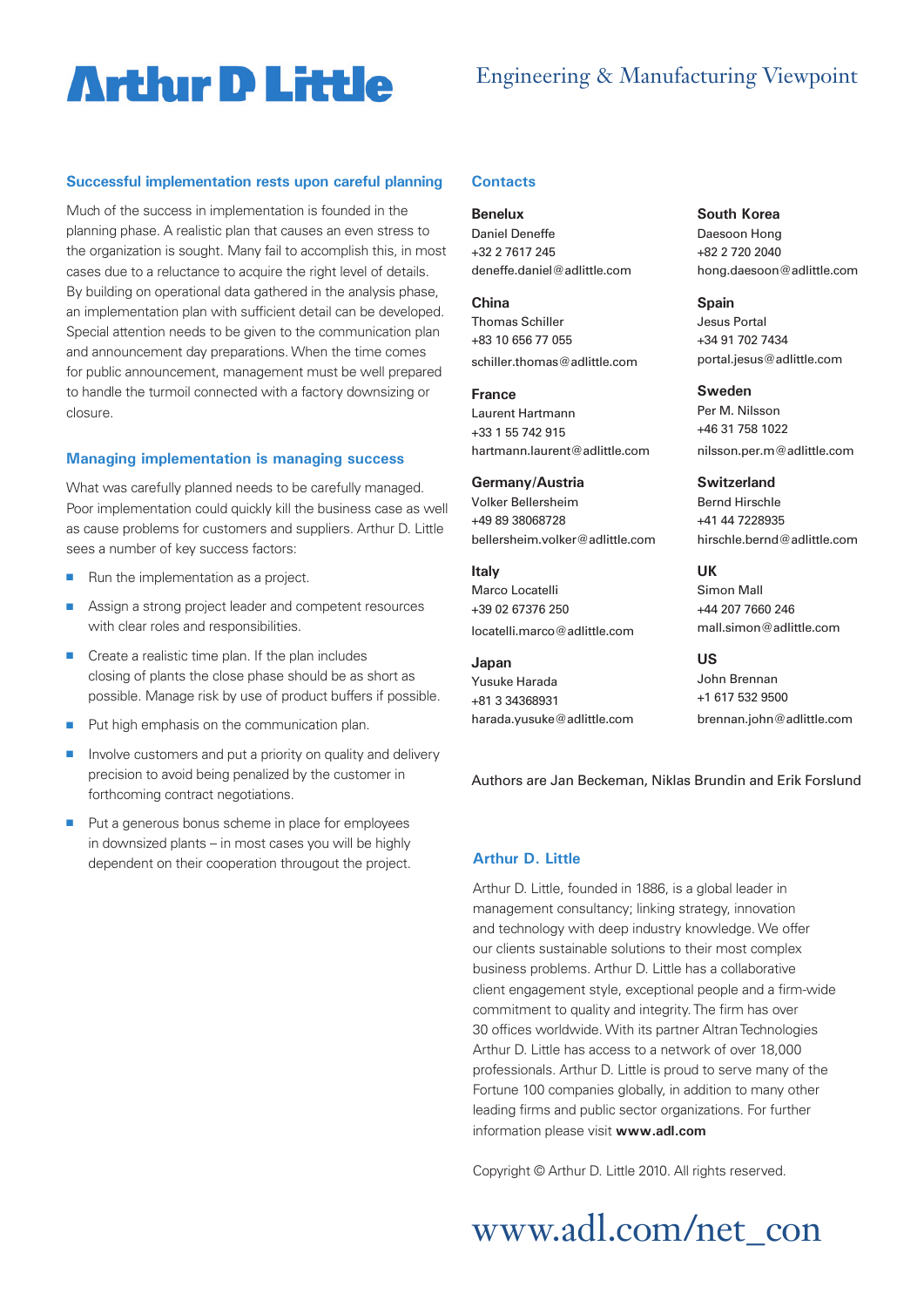## Successful implementation rests upon careful planning

Much of the success in implementation is founded in the planning phase. A realistic plan that causes an even stress to the organization is sought. Many fail to accomplish this, in most cases due to a reluctance to acquire the right level of details. By building on operational data gathered in the analysis phase, an implementation plan with sufficient detail can be developed. Special attention needs to be given to the communication plan and announcement day preparations. When the time comes for public announcement, management must be well prepared to handle the turmoil connected with a factory downsizing or closure.

## Managing implementation is managing success

What was carefully planned needs to be carefully managed. Poor implementation could quickly kill the business case as well as cause problems for customers and suppliers. Arthur D. Little sees a number of key success factors:

- Run the implementation as a project.
- Assign a strong project leader and competent resources with clear roles and responsibilities.
- Create a realistic time plan. If the plan includes closing of plants the close phase should be as short as possible. Manage risk by use of product buffers if possible.
- Put high emphasis on the communication plan.
- Involve customers and put a priority on quality and delivery precision to avoid being penalized by the customer in forthcoming contract negotiations.
- Put a generous bonus scheme in place for employees in downsized plants – in most cases you will be highly dependent on their cooperation througout the project.

## Contacts

**Benelux**
Daniel Deneffe
+32 2 7617 245
deneffe.daniel@adlittle.com

**China**
Thomas Schiller
+83 10 656 77 055
schiller.thomas@adlittle.com

**France**
Laurent Hartmann
+33 1 55 742 915
hartmann.laurent@adlittle.com

**Germany/Austria**
Volker Bellersheim
+49 89 38068728
bellersheim.volker@adlittle.com

**Italy**
Marco Locatelli
+39 02 67376 250
locatelli.marco@adlittle.com

**Japan**
Yusuke Harada
+81 3 34368931
harada.yusuke@adlittle.com

**South Korea**
Daesoon Hong
+82 2 720 2040
hong.daesoon@adlittle.com

**Spain**
Jesus Portal
+34 91 702 7434
portal.jesus@adlittle.com

**Sweden**
Per M. Nilsson
+46 31 758 1022
nilsson.per.m@adlittle.com

**Switzerland**
Bernd Hirschle
+41 44 7228935
hirschle.bernd@adlittle.com

**UK**
Simon Mall
+44 207 7660 246
mall.simon@adlittle.com

**US**
John Brennan
+1 617 532 9500
brennan.john@adlittle.com

Authors are Jan Beckeman, Niklas Brundin and Erik Forslund

## Arthur D. Little

Arthur D. Little, founded in 1886, is a global leader in management consultancy; linking strategy, innovation and technology with deep industry knowledge. We offer our clients sustainable solutions to their most complex business problems. Arthur D. Little has a collaborative client engagement style, exceptional people and a firm-wide commitment to quality and integrity. The firm has over 30 offices worldwide. With its partner Altran Technologies Arthur D. Little has access to a network of over 18,000 professionals. Arthur D. Little is proud to serve many of the Fortune 100 companies globally, in addition to many other leading firms and public sector organizations. For further information please visit **www.adl.com**

Copyright © Arthur D. Little 2010. All rights reserved.

www.adl.com/net_con